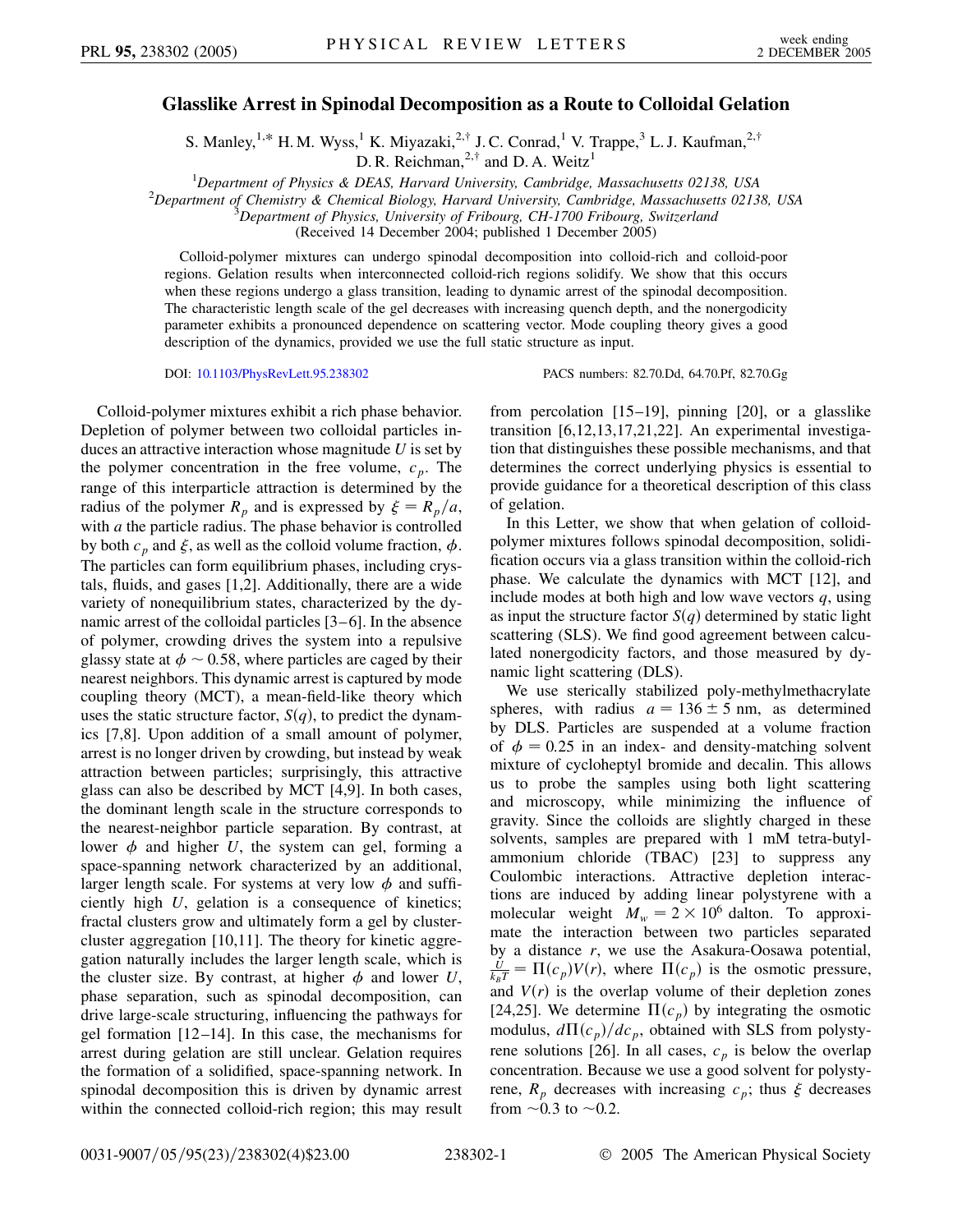# Glasslike Arrest in Spinodal Decomposition as a Route to Colloidal Gelation

S. Manley,[1,*] H. M. Wyss,[1] K. Miyazaki,[2,†] J. C. Conrad,[1] V. Trappe,[3] L. J. Kaufman,[2,†] D. R. Reichman,[2,†] and D. A. Weitz[1]

[1]*Department of Physics & DEAS, Harvard University, Cambridge, Massachusetts 02138, USA*
[2]*Department of Chemistry & Chemical Biology, Harvard University, Cambridge, Massachusetts 02138, USA*
[3]*Department of Physics, University of Fribourg, CH-1700 Fribourg, Switzerland*
(Received 14 December 2004; published 1 December 2005)

Colloid-polymer mixtures can undergo spinodal decomposition into colloid-rich and colloid-poor regions. Gelation results when interconnected colloid-rich regions solidify. We show that this occurs when these regions undergo a glass transition, leading to dynamic arrest of the spinodal decomposition. The characteristic length scale of the gel decreases with increasing quench depth, and the nonergodicity parameter exhibits a pronounced dependence on scattering vector. Mode coupling theory gives a good description of the dynamics, provided we use the full static structure as input.

DOI: 10.1103/PhysRevLett.95.238302 PACS numbers: 82.70.Dd, 64.70.Pf, 82.70.Gg

Colloid-polymer mixtures exhibit a rich phase behavior. Depletion of polymer between two colloidal particles induces an attractive interaction whose magnitude $U$ is set by the polymer concentration in the free volume, $c_p$. The range of this interparticle attraction is determined by the radius of the polymer $R_p$ and is expressed by $\xi = R_p/a$, with $a$ the particle radius. The phase behavior is controlled by both $c_p$ and $\xi$, as well as the colloid volume fraction, $\phi$. The particles can form equilibrium phases, including crystals, fluids, and gases [1,2]. Additionally, there are a wide variety of nonequilibrium states, characterized by the dynamic arrest of the colloidal particles [3–6]. In the absence of polymer, crowding drives the system into a repulsive glassy state at $\phi \sim 0.58$, where particles are caged by their nearest neighbors. This dynamic arrest is captured by mode coupling theory (MCT), a mean-field-like theory which uses the static structure factor, $S(q)$, to predict the dynamics [7,8]. Upon addition of a small amount of polymer, arrest is no longer driven by crowding, but instead by weak attraction between particles; surprisingly, this attractive glass can also be described by MCT [4,9]. In both cases, the dominant length scale in the structure corresponds to the nearest-neighbor particle separation. By contrast, at lower $\phi$ and higher $U$, the system can gel, forming a space-spanning network characterized by an additional, larger length scale. For systems at very low $\phi$ and sufficiently high $U$, gelation is a consequence of kinetics; fractal clusters grow and ultimately form a gel by cluster-cluster aggregation [10,11]. The theory for kinetic aggregation naturally includes the larger length scale, which is the cluster size. By contrast, at higher $\phi$ and lower $U$, phase separation, such as spinodal decomposition, can drive large-scale structuring, influencing the pathways for gel formation [12–14]. In this case, the mechanisms for arrest during gelation are still unclear. Gelation requires the formation of a solidified, space-spanning network. In spinodal decomposition this is driven by dynamic arrest within the connected colloid-rich region; this may result from percolation [15–19], pinning [20], or a glasslike transition [6,12,13,17,21,22]. An experimental investigation that distinguishes these possible mechanisms, and that determines the correct underlying physics is essential to provide guidance for a theoretical description of this class of gelation.

In this Letter, we show that when gelation of colloid-polymer mixtures follows spinodal decomposition, solidification occurs via a glass transition within the colloid-rich phase. We calculate the dynamics with MCT [12], and include modes at both high and low wave vectors $q$, using as input the structure factor $S(q)$ determined by static light scattering (SLS). We find good agreement between calculated nonergodicity factors, and those measured by dynamic light scattering (DLS).

We use sterically stabilized poly-methylmethacrylate spheres, with radius $a = 136 \pm 5$ nm, as determined by DLS. Particles are suspended at a volume fraction of $\phi = 0.25$ in an index- and density-matching solvent mixture of cycloheptyl bromide and decalin. This allows us to probe the samples using both light scattering and microscopy, while minimizing the influence of gravity. Since the colloids are slightly charged in these solvents, samples are prepared with 1 mM tetra-butyl-ammonium chloride (TBAC) [23] to suppress any Coulombic interactions. Attractive depletion interactions are induced by adding linear polystyrene with a molecular weight $M_w = 2 \times 10^6$ dalton. To approximate the interaction between two particles separated by a distance $r$, we use the Asakura-Oosawa potential, $\frac{U}{k_B T} = \Pi(c_p)V(r)$, where $\Pi(c_p)$ is the osmotic pressure, and $V(r)$ is the overlap volume of their depletion zones [24,25]. We determine $\Pi(c_p)$ by integrating the osmotic modulus, $d\Pi(c_p)/dc_p$, obtained with SLS from polystyrene solutions [26]. In all cases, $c_p$ is below the overlap concentration. Because we use a good solvent for polystyrene, $R_p$ decreases with increasing $c_p$; thus $\xi$ decreases from $\sim$0.3 to $\sim$0.2.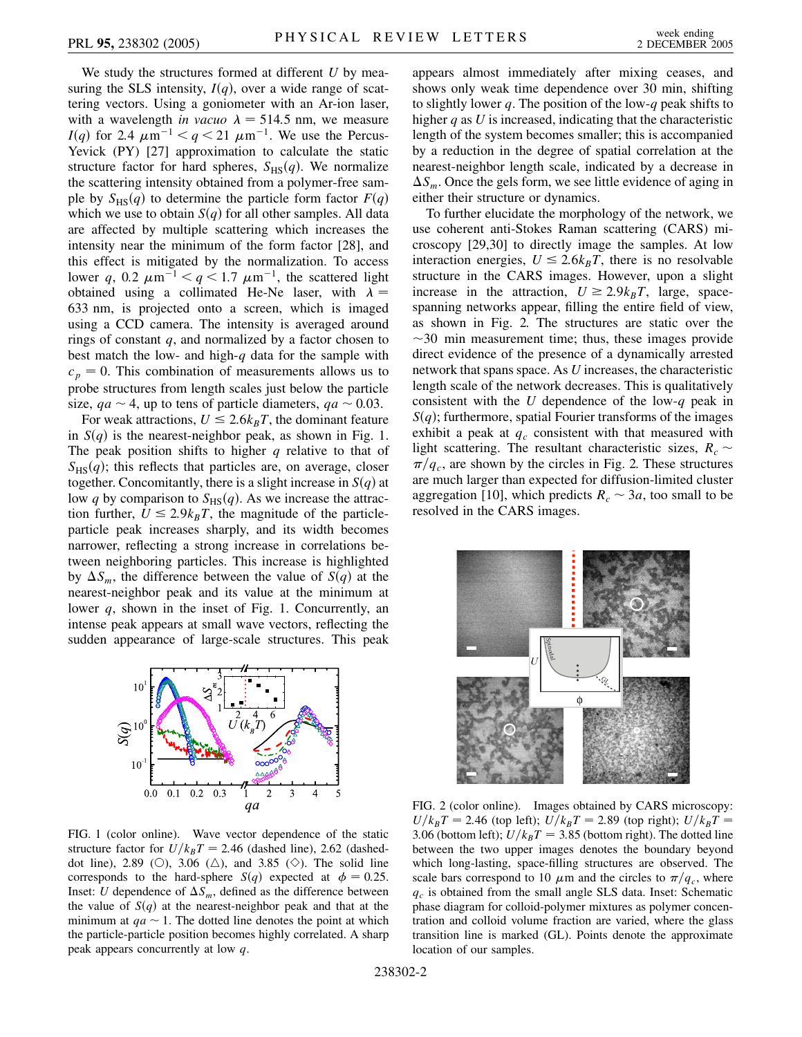We study the structures formed at different $U$ by measuring the SLS intensity, $I(q)$, over a wide range of scattering vectors. Using a goniometer with an Ar-ion laser, with a wavelength *in vacuo* $\lambda = 514.5$ nm, we measure $I(q)$ for $2.4\ \mu\mathrm{m}^{-1} < q < 21\ \mu\mathrm{m}^{-1}$. We use the Percus-Yevick (PY) [27] approximation to calculate the static structure factor for hard spheres, $S_{\mathrm{HS}}(q)$. We normalize the scattering intensity obtained from a polymer-free sample by $S_{\mathrm{HS}}(q)$ to determine the particle form factor $F(q)$ which we use to obtain $S(q)$ for all other samples. All data are affected by multiple scattering which increases the intensity near the minimum of the form factor [28], and this effect is mitigated by the normalization. To access lower $q$, $0.2\ \mu\mathrm{m}^{-1} < q < 1.7\ \mu\mathrm{m}^{-1}$, the scattered light obtained using a collimated He-Ne laser, with $\lambda = 633$ nm, is projected onto a screen, which is imaged using a CCD camera. The intensity is averaged around rings of constant $q$, and normalized by a factor chosen to best match the low- and high-$q$ data for the sample with $c_p = 0$. This combination of measurements allows us to probe structures from length scales just below the particle size, $qa \sim 4$, up to tens of particle diameters, $qa \sim 0.03$.

For weak attractions, $U \leq 2.6 k_B T$, the dominant feature in $S(q)$ is the nearest-neighbor peak, as shown in Fig. 1. The peak position shifts to higher $q$ relative to that of $S_{\mathrm{HS}}(q)$; this reflects that particles are, on average, closer together. Concomitantly, there is a slight increase in $S(q)$ at low $q$ by comparison to $S_{\mathrm{HS}}(q)$. As we increase the attraction further, $U \leq 2.9 k_B T$, the magnitude of the particle-particle peak increases sharply, and its width becomes narrower, reflecting a strong increase in correlations between neighboring particles. This increase is highlighted by $\Delta S_m$, the difference between the value of $S(q)$ at the nearest-neighbor peak and its value at the minimum at lower $q$, shown in the inset of Fig. 1. Concurrently, an intense peak appears at small wave vectors, reflecting the sudden appearance of large-scale structures. This peak appears almost immediately after mixing ceases, and shows only weak time dependence over 30 min, shifting to slightly lower $q$. The position of the low-$q$ peak shifts to higher $q$ as $U$ is increased, indicating that the characteristic length of the system becomes smaller; this is accompanied by a reduction in the degree of spatial correlation at the nearest-neighbor length scale, indicated by a decrease in $\Delta S_m$. Once the gels form, we see little evidence of aging in either their structure or dynamics.

FIG. 1 (color online). Wave vector dependence of the static structure factor for $U/k_B T = 2.46$ (dashed line), 2.62 (dashed-dot line), 2.89 (○), 3.06 (△), and 3.85 (◇). The solid line corresponds to the hard-sphere $S(q)$ expected at $\phi = 0.25$. Inset: $U$ dependence of $\Delta S_m$, defined as the difference between the value of $S(q)$ at the nearest-neighbor peak and that at the minimum at $qa \sim 1$. The dotted line denotes the point at which the particle-particle position becomes highly correlated. A sharp peak appears concurrently at low $q$.

To further elucidate the morphology of the network, we use coherent anti-Stokes Raman scattering (CARS) microscopy [29,30] to directly image the samples. At low interaction energies, $U \leq 2.6 k_B T$, there is no resolvable structure in the CARS images. However, upon a slight increase in the attraction, $U \geq 2.9 k_B T$, large, space-spanning networks appear, filling the entire field of view, as shown in Fig. 2. The structures are static over the $\sim$30 min measurement time; thus, these images provide direct evidence of the presence of a dynamically arrested network that spans space. As $U$ increases, the characteristic length scale of the network decreases. This is qualitatively consistent with the $U$ dependence of the low-$q$ peak in $S(q)$; furthermore, spatial Fourier transforms of the images exhibit a peak at $q_c$ consistent with that measured with light scattering. The resultant characteristic sizes, $R_c \sim \pi/q_c$, are shown by the circles in Fig. 2. These structures are much larger than expected for diffusion-limited cluster aggregation [10], which predicts $R_c \sim 3a$, too small to be resolved in the CARS images.

FIG. 2 (color online). Images obtained by CARS microscopy: $U/k_B T = 2.46$ (top left); $U/k_B T = 2.89$ (top right); $U/k_B T = 3.06$ (bottom left); $U/k_B T = 3.85$ (bottom right). The dotted line between the two upper images denotes the boundary beyond which long-lasting, space-filling structures are observed. The scale bars correspond to 10 $\mu$m and the circles to $\pi/q_c$, where $q_c$ is obtained from the small angle SLS data. Inset: Schematic phase diagram for colloid-polymer mixtures as polymer concentration and colloid volume fraction are varied, where the glass transition line is marked (GL). Points denote the approximate location of our samples.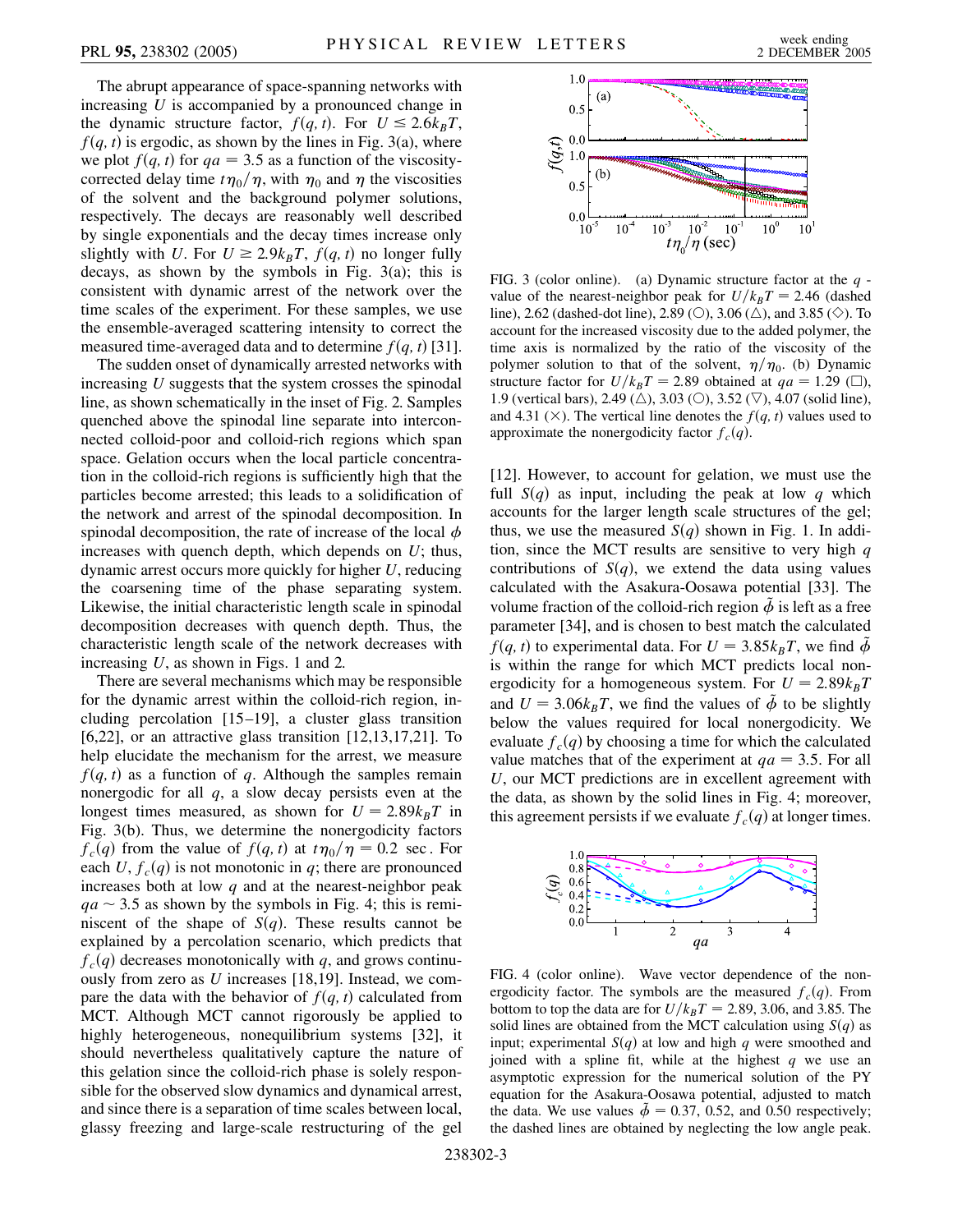The abrupt appearance of space-spanning networks with increasing $U$ is accompanied by a pronounced change in the dynamic structure factor, $f(q, t)$. For $U \leq 2.6k_BT$, $f(q, t)$ is ergodic, as shown by the lines in Fig. 3(a), where we plot $f(q, t)$ for $qa = 3.5$ as a function of the viscosity-corrected delay time $t\eta_0/\eta$, with $\eta_0$ and $\eta$ the viscosities of the solvent and the background polymer solutions, respectively. The decays are reasonably well described by single exponentials and the decay times increase only slightly with $U$. For $U \geq 2.9k_BT$, $f(q, t)$ no longer fully decays, as shown by the symbols in Fig. 3(a); this is consistent with dynamic arrest of the network over the time scales of the experiment. For these samples, we use the ensemble-averaged scattering intensity to correct the measured time-averaged data and to determine $f(q, t)$ [31].

The sudden onset of dynamically arrested networks with increasing $U$ suggests that the system crosses the spinodal line, as shown schematically in the inset of Fig. 2. Samples quenched above the spinodal line separate into interconnected colloid-poor and colloid-rich regions which span space. Gelation occurs when the local particle concentration in the colloid-rich regions is sufficiently high that the particles become arrested; this leads to a solidification of the network and arrest of the spinodal decomposition. In spinodal decomposition, the rate of increase of the local $\phi$ increases with quench depth, which depends on $U$; thus, dynamic arrest occurs more quickly for higher $U$, reducing the coarsening time of the phase separating system. Likewise, the initial characteristic length scale in spinodal decomposition decreases with quench depth. Thus, the characteristic length scale of the network decreases with increasing $U$, as shown in Figs. 1 and 2.

There are several mechanisms which may be responsible for the dynamic arrest within the colloid-rich region, including percolation [15–19], a cluster glass transition [6,22], or an attractive glass transition [12,13,17,21]. To help elucidate the mechanism for the arrest, we measure $f(q, t)$ as a function of $q$. Although the samples remain nonergodic for all $q$, a slow decay persists even at the longest times measured, as shown for $U = 2.89k_BT$ in Fig. 3(b). Thus, we determine the nonergodicity factors $f_c(q)$ from the value of $f(q, t)$ at $t\eta_0/\eta = 0.2$ sec. For each $U$, $f_c(q)$ is not monotonic in $q$; there are pronounced increases both at low $q$ and at the nearest-neighbor peak $qa \sim 3.5$ as shown by the symbols in Fig. 4; this is reminiscent of the shape of $S(q)$. These results cannot be explained by a percolation scenario, which predicts that $f_c(q)$ decreases monotonically with $q$, and grows continuously from zero as $U$ increases [18,19]. Instead, we compare the data with the behavior of $f(q, t)$ calculated from MCT. Although MCT cannot rigorously be applied to highly heterogeneous, nonequilibrium systems [32], it should nevertheless qualitatively capture the nature of this gelation since the colloid-rich phase is solely responsible for the observed slow dynamics and dynamical arrest, and since there is a separation of time scales between local, glassy freezing and large-scale restructuring of the gel [12]. However, to account for gelation, we must use the full $S(q)$ as input, including the peak at low $q$ which accounts for the larger length scale structures of the gel; thus, we use the measured $S(q)$ shown in Fig. 1. In addition, since the MCT results are sensitive to very high $q$ contributions of $S(q)$, we extend the data using values calculated with the Asakura-Oosawa potential [33]. The volume fraction of the colloid-rich region $\tilde{\phi}$ is left as a free parameter [34], and is chosen to best match the calculated $f(q, t)$ to experimental data. For $U = 3.85k_BT$, we find $\tilde{\phi}$ is within the range for which MCT predicts local nonergodicity for a homogeneous system. For $U = 2.89k_BT$ and $U = 3.06k_BT$, we find the values of $\tilde{\phi}$ to be slightly below the values required for local nonergodicity. We evaluate $f_c(q)$ by choosing a time for which the calculated value matches that of the experiment at $qa = 3.5$. For all $U$, our MCT predictions are in excellent agreement with the data, as shown by the solid lines in Fig. 4; moreover, this agreement persists if we evaluate $f_c(q)$ at longer times.

FIG. 3 (color online). (a) Dynamic structure factor at the $q$-value of the nearest-neighbor peak for $U/k_BT = 2.46$ (dashed line), 2.62 (dashed-dot line), 2.89 (○), 3.06 (△), and 3.85 (◇). To account for the increased viscosity due to the added polymer, the time axis is normalized by the ratio of the viscosity of the polymer solution to that of the solvent, $\eta/\eta_0$. (b) Dynamic structure factor for $U/k_BT = 2.89$ obtained at $qa = 1.29$ (□), 1.9 (vertical bars), 2.49 (△), 3.03 (○), 3.52 (▽), 4.07 (solid line), and 4.31 (×). The vertical line denotes the $f(q, t)$ values used to approximate the nonergodicity factor $f_c(q)$.

FIG. 4 (color online). Wave vector dependence of the nonergodicity factor. The symbols are the measured $f_c(q)$. From bottom to top the data are for $U/k_BT = 2.89$, 3.06, and 3.85. The solid lines are obtained from the MCT calculation using $S(q)$ as input; experimental $S(q)$ at low and high $q$ were smoothed and joined with a spline fit, while at the highest $q$ we use an asymptotic expression for the numerical solution of the PY equation for the Asakura-Oosawa potential, adjusted to match the data. We use values $\tilde{\phi} = 0.37$, 0.52, and 0.50 respectively; the dashed lines are obtained by neglecting the low angle peak.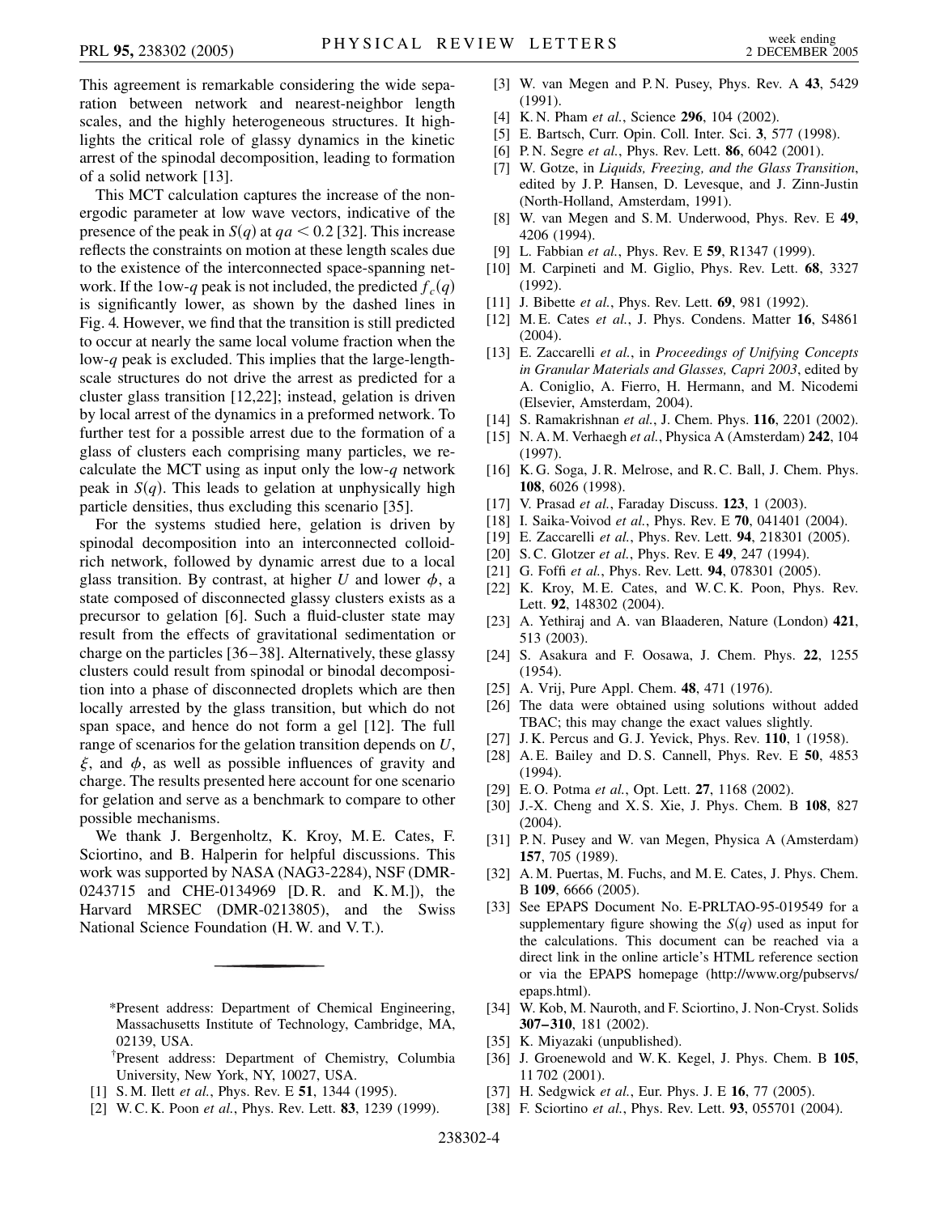This agreement is remarkable considering the wide separation between network and nearest-neighbor length scales, and the highly heterogeneous structures. It highlights the critical role of glassy dynamics in the kinetic arrest of the spinodal decomposition, leading to formation of a solid network [13].

This MCT calculation captures the increase of the nonergodic parameter at low wave vectors, indicative of the presence of the peak in $S(q)$ at $qa < 0.2$ [32]. This increase reflects the constraints on motion at these length scales due to the existence of the interconnected space-spanning network. If the low-$q$ peak is not included, the predicted $f_c(q)$ is significantly lower, as shown by the dashed lines in Fig. 4. However, we find that the transition is still predicted to occur at nearly the same local volume fraction when the low-$q$ peak is excluded. This implies that the large-length-scale structures do not drive the arrest as predicted for a cluster glass transition [12,22]; instead, gelation is driven by local arrest of the dynamics in a preformed network. To further test for a possible arrest due to the formation of a glass of clusters each comprising many particles, we recalculate the MCT using as input only the low-$q$ network peak in $S(q)$. This leads to gelation at unphysically high particle densities, thus excluding this scenario [35].

For the systems studied here, gelation is driven by spinodal decomposition into an interconnected colloid-rich network, followed by dynamic arrest due to a local glass transition. By contrast, at higher $U$ and lower $\phi$, a state composed of disconnected glassy clusters exists as a precursor to gelation [6]. Such a fluid-cluster state may result from the effects of gravitational sedimentation or charge on the particles [36–38]. Alternatively, these glassy clusters could result from spinodal or binodal decomposition into a phase of disconnected droplets which are then locally arrested by the glass transition, but which do not span space, and hence do not form a gel [12]. The full range of scenarios for the gelation transition depends on $U$, $\xi$, and $\phi$, as well as possible influences of gravity and charge. The results presented here account for one scenario for gelation and serve as a benchmark to compare to other possible mechanisms.

We thank J. Bergenholtz, K. Kroy, M. E. Cates, F. Sciortino, and B. Halperin for helpful discussions. This work was supported by NASA (NAG3-2284), NSF (DMR-0243715 and CHE-0134969 [D. R. and K. M.]), the Harvard MRSEC (DMR-0213805), and the Swiss National Science Foundation (H. W. and V. T.).

---

*Present address: Department of Chemical Engineering, Massachusetts Institute of Technology, Cambridge, MA, 02139, USA.

†Present address: Department of Chemistry, Columbia University, New York, NY, 10027, USA.

[1] S. M. Ilett *et al.*, Phys. Rev. E **51**, 1344 (1995).
[2] W. C. K. Poon *et al.*, Phys. Rev. Lett. **83**, 1239 (1999).
[3] W. van Megen and P. N. Pusey, Phys. Rev. A **43**, 5429 (1991).
[4] K. N. Pham *et al.*, Science **296**, 104 (2002).
[5] E. Bartsch, Curr. Opin. Coll. Inter. Sci. **3**, 577 (1998).
[6] P. N. Segre *et al.*, Phys. Rev. Lett. **86**, 6042 (2001).
[7] W. Gotze, in *Liquids, Freezing, and the Glass Transition*, edited by J. P. Hansen, D. Levesque, and J. Zinn-Justin (North-Holland, Amsterdam, 1991).
[8] W. van Megen and S. M. Underwood, Phys. Rev. E **49**, 4206 (1994).
[9] L. Fabbian *et al.*, Phys. Rev. E **59**, R1347 (1999).
[10] M. Carpineti and M. Giglio, Phys. Rev. Lett. **68**, 3327 (1992).
[11] J. Bibette *et al.*, Phys. Rev. Lett. **69**, 981 (1992).
[12] M. E. Cates *et al.*, J. Phys. Condens. Matter **16**, S4861 (2004).
[13] E. Zaccarelli *et al.*, in *Proceedings of Unifying Concepts in Granular Materials and Glasses, Capri 2003*, edited by A. Coniglio, A. Fierro, H. Hermann, and M. Nicodemi (Elsevier, Amsterdam, 2004).
[14] S. Ramakrishnan *et al.*, J. Chem. Phys. **116**, 2201 (2002).
[15] N. A. M. Verhaegh *et al.*, Physica A (Amsterdam) **242**, 104 (1997).
[16] K. G. Soga, J. R. Melrose, and R. C. Ball, J. Chem. Phys. **108**, 6026 (1998).
[17] V. Prasad *et al.*, Faraday Discuss. **123**, 1 (2003).
[18] I. Saika-Voivod *et al.*, Phys. Rev. E **70**, 041401 (2004).
[19] E. Zaccarelli *et al.*, Phys. Rev. Lett. **94**, 218301 (2005).
[20] S. C. Glotzer *et al.*, Phys. Rev. E **49**, 247 (1994).
[21] G. Foffi *et al.*, Phys. Rev. Lett. **94**, 078301 (2005).
[22] K. Kroy, M. E. Cates, and W. C. K. Poon, Phys. Rev. Lett. **92**, 148302 (2004).
[23] A. Yethiraj and A. van Blaaderen, Nature (London) **421**, 513 (2003).
[24] S. Asakura and F. Oosawa, J. Chem. Phys. **22**, 1255 (1954).
[25] A. Vrij, Pure Appl. Chem. **48**, 471 (1976).
[26] The data were obtained using solutions without added TBAC; this may change the exact values slightly.
[27] J. K. Percus and G. J. Yevick, Phys. Rev. **110**, 1 (1958).
[28] A. E. Bailey and D. S. Cannell, Phys. Rev. E **50**, 4853 (1994).
[29] E. O. Potma *et al.*, Opt. Lett. **27**, 1168 (2002).
[30] J.-X. Cheng and X. S. Xie, J. Phys. Chem. B **108**, 827 (2004).
[31] P. N. Pusey and W. van Megen, Physica A (Amsterdam) **157**, 705 (1989).
[32] A. M. Puertas, M. Fuchs, and M. E. Cates, J. Phys. Chem. B **109**, 6666 (2005).
[33] See EPAPS Document No. E-PRLTAO-95-019549 for a supplementary figure showing the $S(q)$ used as input for the calculations. This document can be reached via a direct link in the online article's HTML reference section or via the EPAPS homepage (http://www.org/pubservs/epaps.html).
[34] W. Kob, M. Nauroth, and F. Sciortino, J. Non-Cryst. Solids **307–310**, 181 (2002).
[35] K. Miyazaki (unpublished).
[36] J. Groenewold and W. K. Kegel, J. Phys. Chem. B **105**, 11 702 (2001).
[37] H. Sedgwick *et al.*, Eur. Phys. J. E **16**, 77 (2005).
[38] F. Sciortino *et al.*, Phys. Rev. Lett. **93**, 055701 (2004).